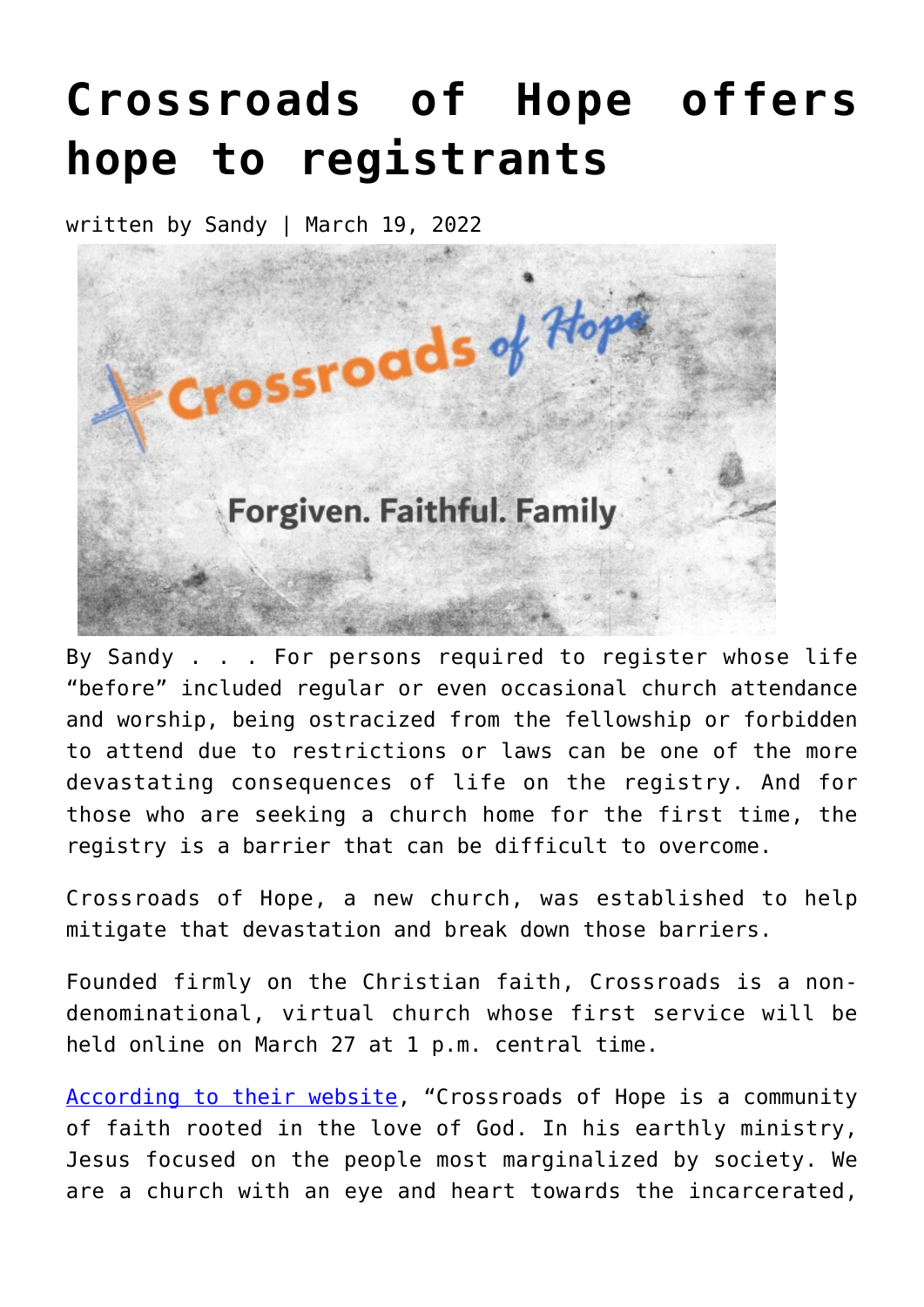# Crossroads of Hope offers hope to registrants

written by Sandy | March 19, 2022

By Sandy . . . For persons required to register whose life "before" included regular or even occasional church attendance and worship, being ostracized from the fellowship or forbidden to attend due to restrictions or laws can be one of the more devastating consequences of life on the registry. And for those who are seeking a church home for the first time, the registry is a barrier that can be difficult to overcome.

Crossroads of Hope, a new church, was established to help mitigate that devastation and break down those barriers.

Founded firmly on the Christian faith, Crossroads is a non-denominational, virtual church whose first service will be held online on March 27 at 1 p.m. central time.

According to their website, "Crossroads of Hope is a community of faith rooted in the love of God. In his earthly ministry, Jesus focused on the people most marginalized by society. We are a church with an eye and heart towards the incarcerated,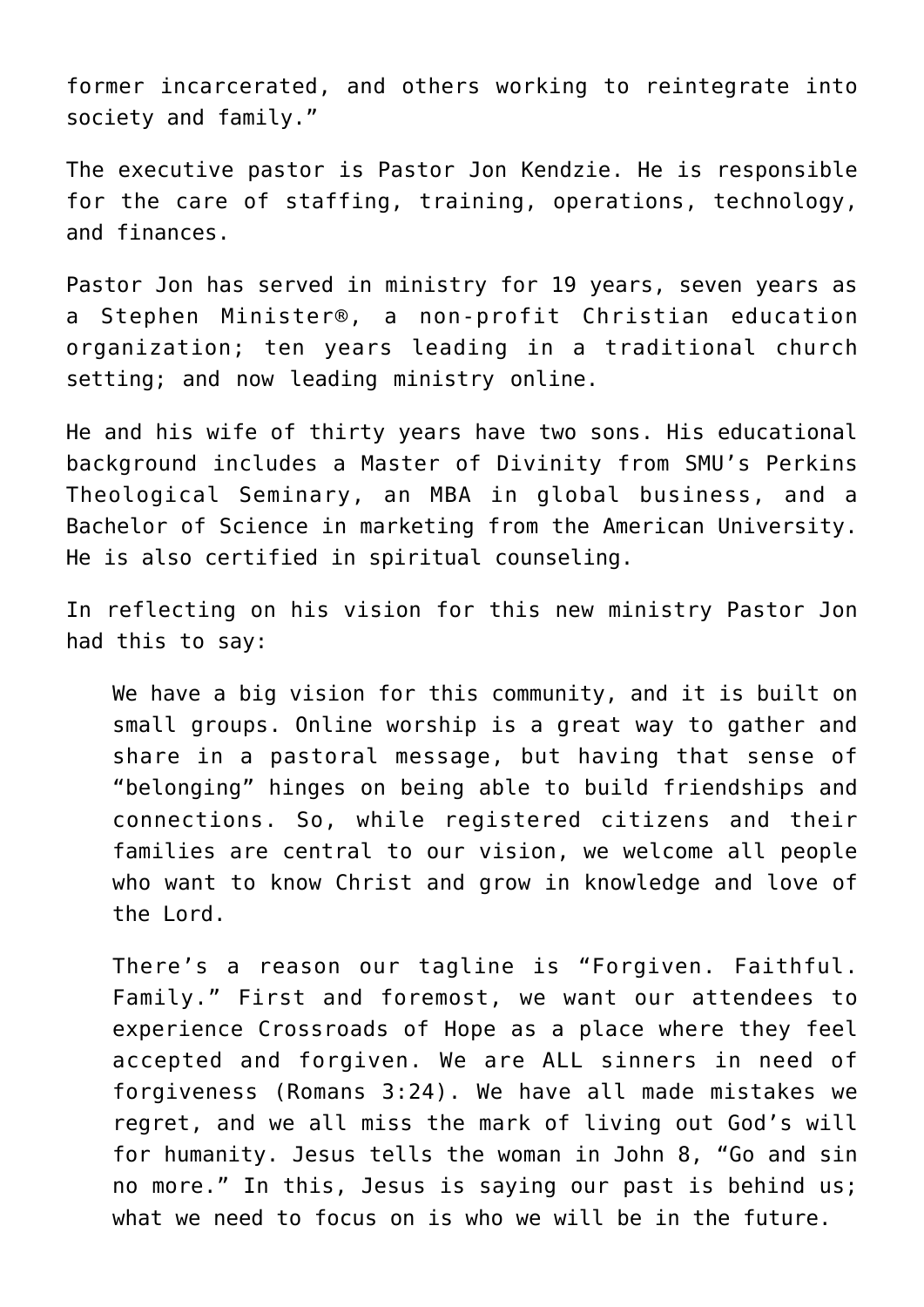former incarcerated, and others working to reintegrate into society and family."

The executive pastor is Pastor Jon Kendzie. He is responsible for the care of staffing, training, operations, technology, and finances.

Pastor Jon has served in ministry for 19 years, seven years as a Stephen Minister®, a non-profit Christian education organization; ten years leading in a traditional church setting; and now leading ministry online.

He and his wife of thirty years have two sons. His educational background includes a Master of Divinity from SMU's Perkins Theological Seminary, an MBA in global business, and a Bachelor of Science in marketing from the American University. He is also certified in spiritual counseling.

In reflecting on his vision for this new ministry Pastor Jon had this to say:

> We have a big vision for this community, and it is built on small groups. Online worship is a great way to gather and share in a pastoral message, but having that sense of "belonging" hinges on being able to build friendships and connections. So, while registered citizens and their families are central to our vision, we welcome all people who want to know Christ and grow in knowledge and love of the Lord.
>
> There's a reason our tagline is "Forgiven. Faithful. Family." First and foremost, we want our attendees to experience Crossroads of Hope as a place where they feel accepted and forgiven. We are ALL sinners in need of forgiveness (Romans 3:24). We have all made mistakes we regret, and we all miss the mark of living out God's will for humanity. Jesus tells the woman in John 8, "Go and sin no more." In this, Jesus is saying our past is behind us; what we need to focus on is who we will be in the future.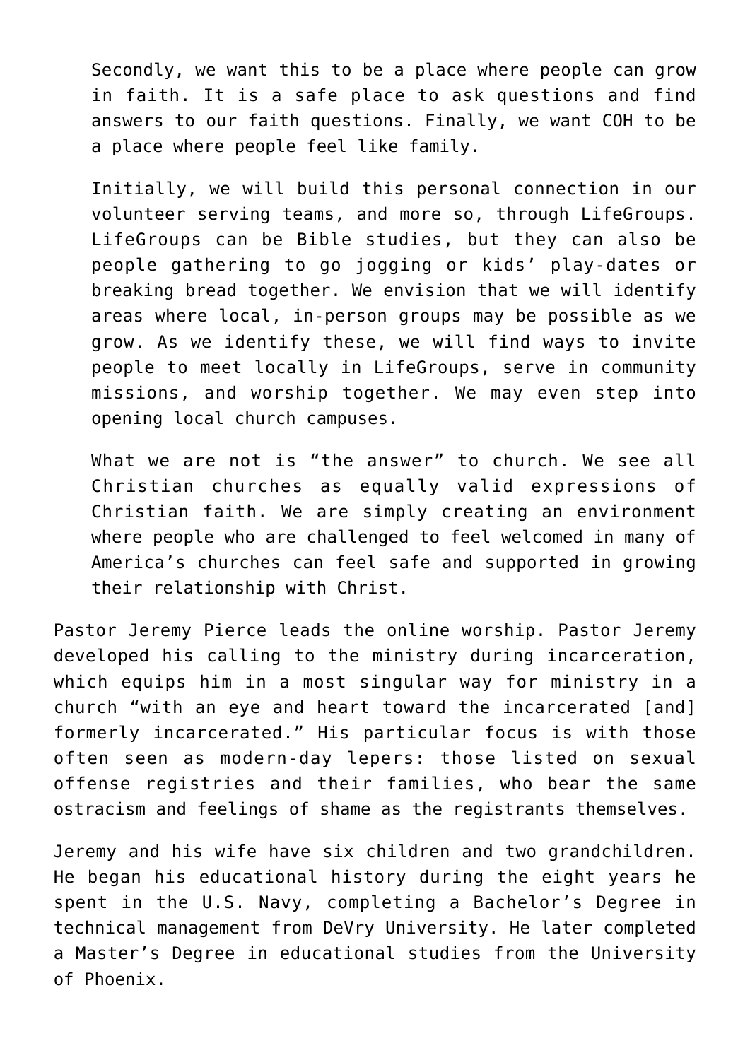> Secondly, we want this to be a place where people can grow in faith. It is a safe place to ask questions and find answers to our faith questions. Finally, we want COH to be a place where people feel like family.
>
> Initially, we will build this personal connection in our volunteer serving teams, and more so, through LifeGroups. LifeGroups can be Bible studies, but they can also be people gathering to go jogging or kids' play-dates or breaking bread together. We envision that we will identify areas where local, in-person groups may be possible as we grow. As we identify these, we will find ways to invite people to meet locally in LifeGroups, serve in community missions, and worship together. We may even step into opening local church campuses.
>
> What we are not is "the answer" to church. We see all Christian churches as equally valid expressions of Christian faith. We are simply creating an environment where people who are challenged to feel welcomed in many of America's churches can feel safe and supported in growing their relationship with Christ.

Pastor Jeremy Pierce leads the online worship. Pastor Jeremy developed his calling to the ministry during incarceration, which equips him in a most singular way for ministry in a church "with an eye and heart toward the incarcerated [and] formerly incarcerated." His particular focus is with those often seen as modern-day lepers: those listed on sexual offense registries and their families, who bear the same ostracism and feelings of shame as the registrants themselves.

Jeremy and his wife have six children and two grandchildren. He began his educational history during the eight years he spent in the U.S. Navy, completing a Bachelor's Degree in technical management from DeVry University. He later completed a Master's Degree in educational studies from the University of Phoenix.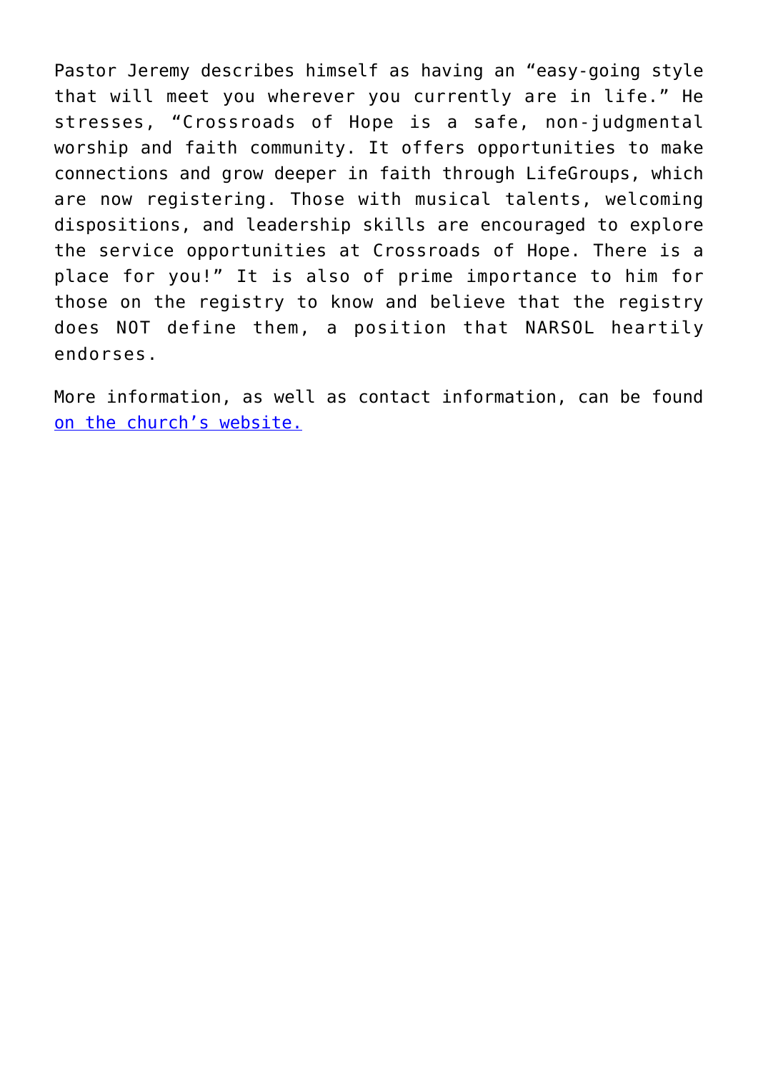Pastor Jeremy describes himself as having an "easy-going style that will meet you wherever you currently are in life." He stresses, "Crossroads of Hope is a safe, non-judgmental worship and faith community. It offers opportunities to make connections and grow deeper in faith through LifeGroups, which are now registering. Those with musical talents, welcoming dispositions, and leadership skills are encouraged to explore the service opportunities at Crossroads of Hope. There is a place for you!" It is also of prime importance to him for those on the registry to know and believe that the registry does NOT define them, a position that NARSOL heartily endorses.

More information, as well as contact information, can be found on the church's website.